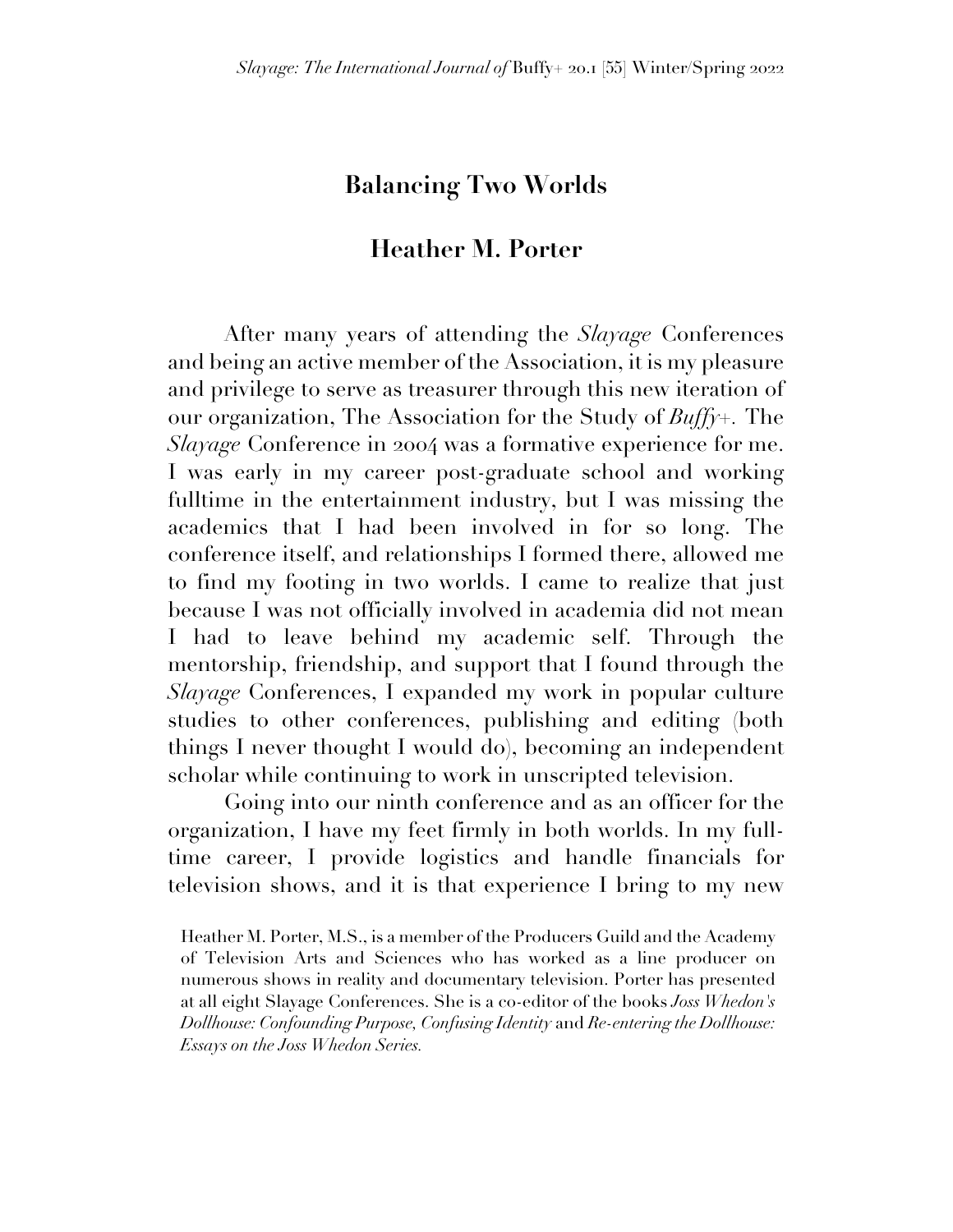# Balancing Two Worlds

## Heather M. Porter

After many years of attending the *Slayage* Conferences and being an active member of the Association, it is my pleasure and privilege to serve as treasurer through this new iteration of our organization, The Association for the Study of *Buffy+*. The *Slayage* Conference in 2004 was a formative experience for me. I was early in my career post-graduate school and working fulltime in the entertainment industry, but I was missing the academics that I had been involved in for so long. The conference itself, and relationships I formed there, allowed me to find my footing in two worlds. I came to realize that just because I was not officially involved in academia did not mean I had to leave behind my academic self. Through the mentorship, friendship, and support that I found through the *Slayage* Conferences, I expanded my work in popular culture studies to other conferences, publishing and editing (both things I never thought I would do), becoming an independent scholar while continuing to work in unscripted television.

Going into our ninth conference and as an officer for the organization, I have my feet firmly in both worlds. In my full-time career, I provide logistics and handle financials for television shows, and it is that experience I bring to my new

Heather M. Porter, M.S., is a member of the Producers Guild and the Academy of Television Arts and Sciences who has worked as a line producer on numerous shows in reality and documentary television. Porter has presented at all eight Slayage Conferences. She is a co-editor of the books *Joss Whedon's Dollhouse: Confounding Purpose, Confusing Identity* and *Re-entering the Dollhouse: Essays on the Joss Whedon Series.*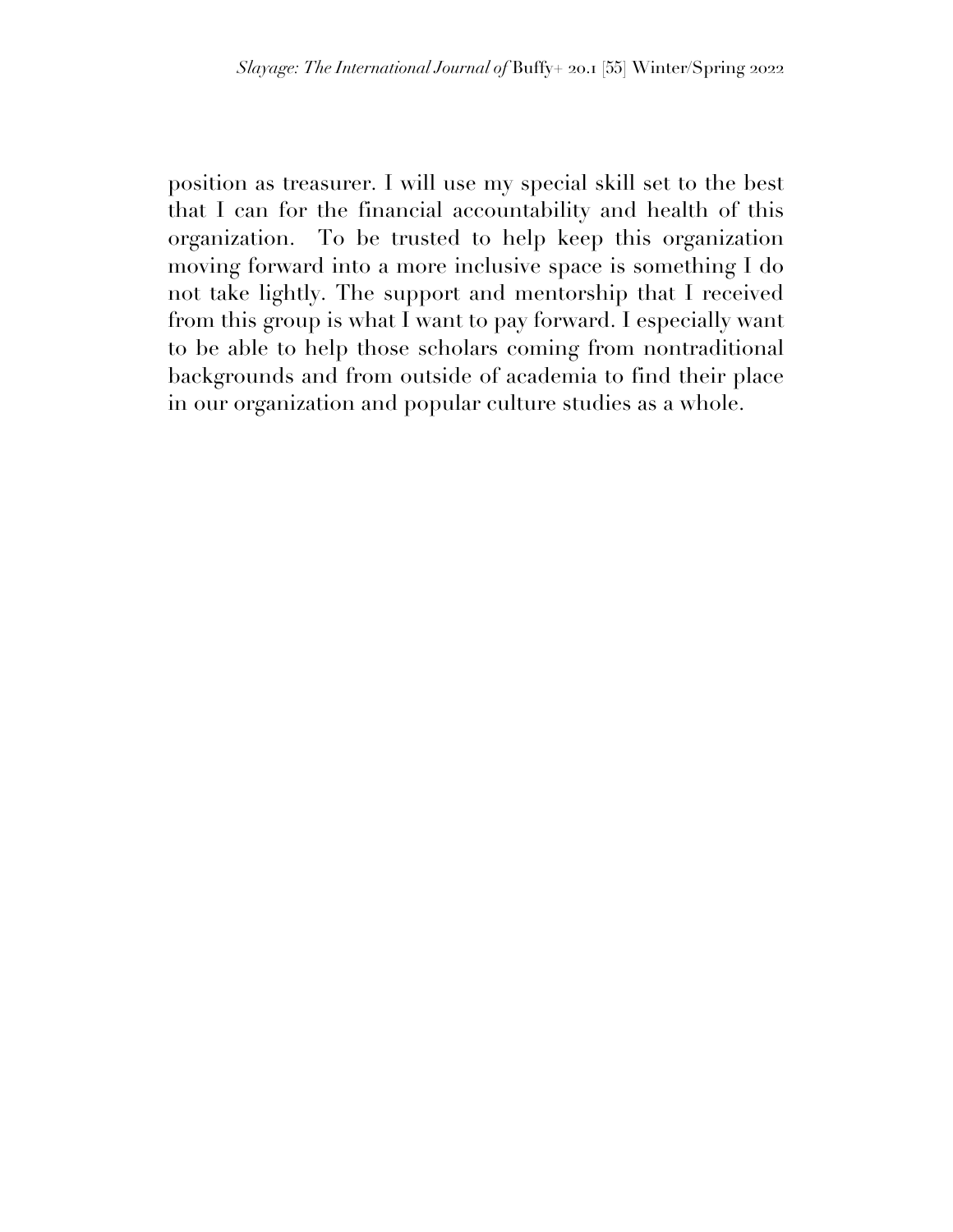position as treasurer. I will use my special skill set to the best that I can for the financial accountability and health of this organization. To be trusted to help keep this organization moving forward into a more inclusive space is something I do not take lightly. The support and mentorship that I received from this group is what I want to pay forward. I especially want to be able to help those scholars coming from nontraditional backgrounds and from outside of academia to find their place in our organization and popular culture studies as a whole.